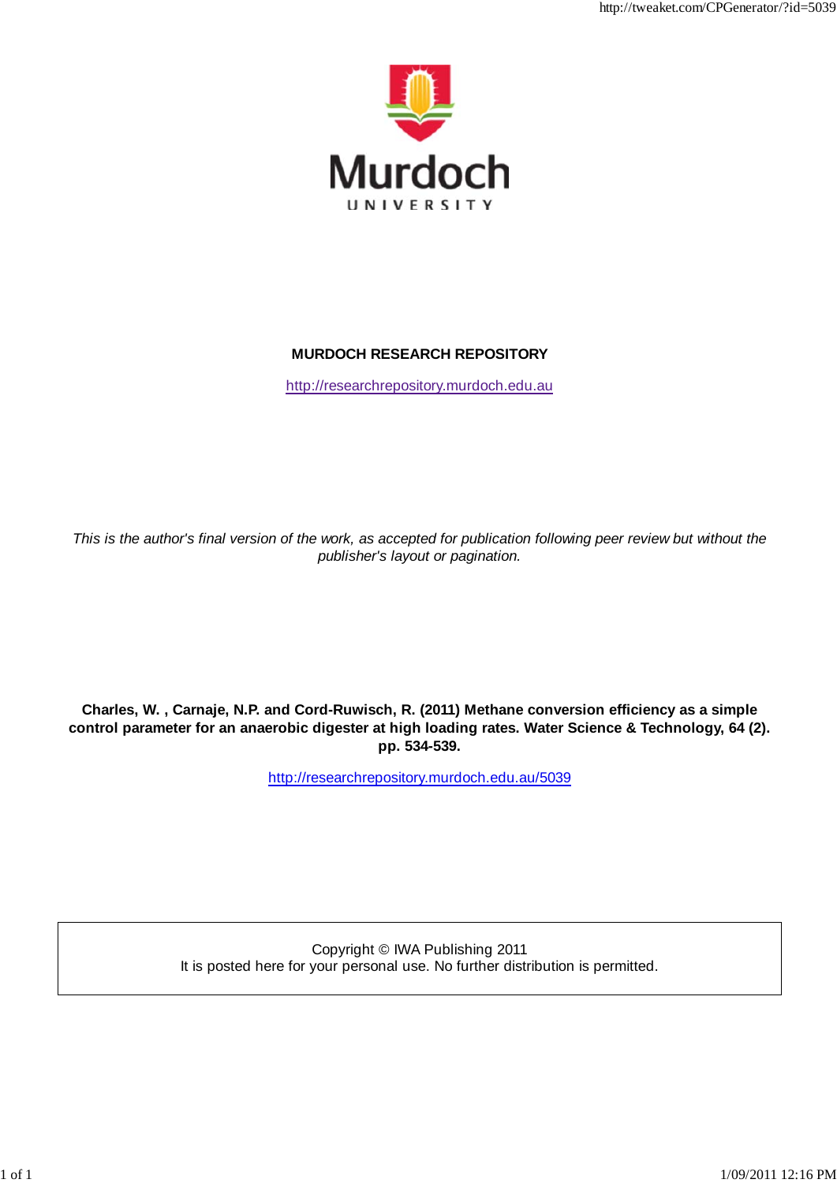**MURDOCH RESEARCH REPOSITORY**

http://researchrepository.murdoch.edu.au

*This is the author's final version of the work, as accepted for publication following peer review but without the publisher's layout or pagination.*

**Charles, W. , Carnaje, N.P. and Cord-Ruwisch, R. (2011) Methane conversion efficiency as a simple control parameter for an anaerobic digester at high loading rates. Water Science & Technology, 64 (2). pp. 534-539.**

http://researchrepository.murdoch.edu.au/5039

Copyright © IWA Publishing 2011
It is posted here for your personal use. No further distribution is permitted.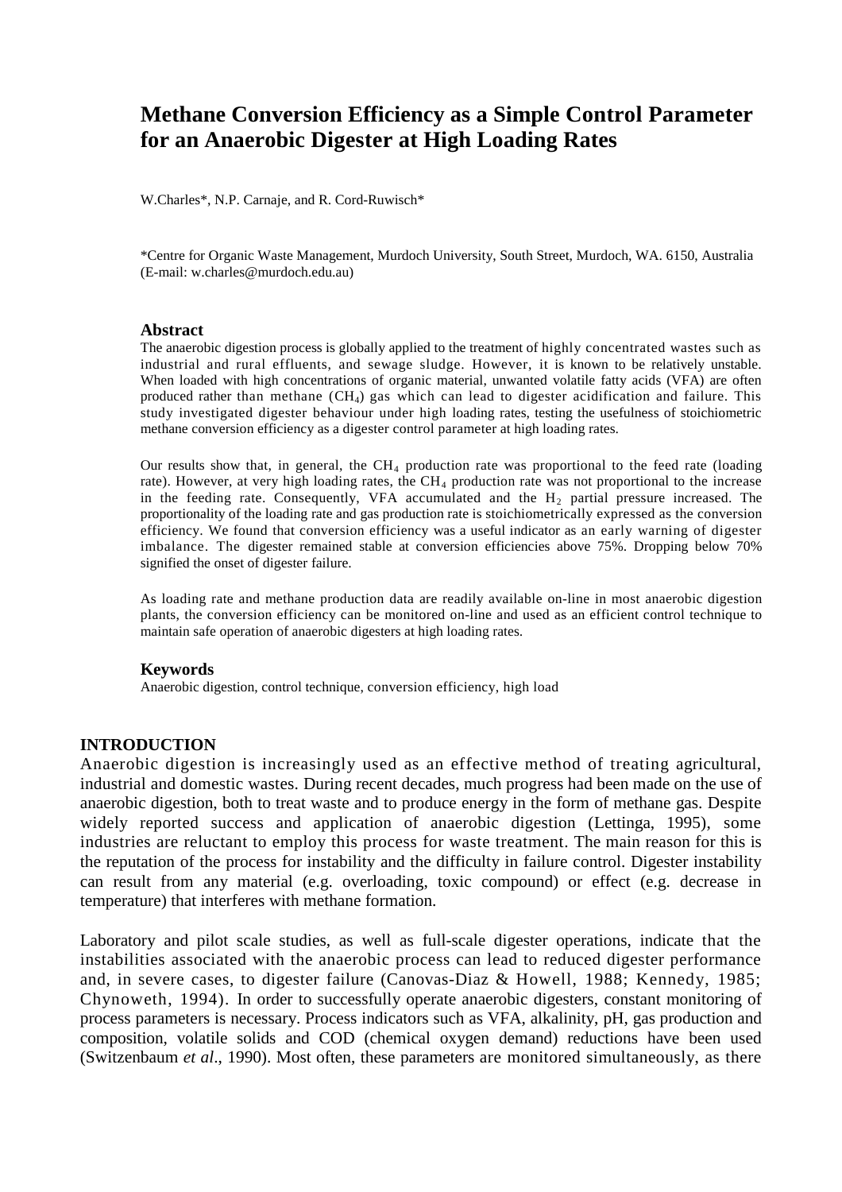# Methane Conversion Efficiency as a Simple Control Parameter for an Anaerobic Digester at High Loading Rates

W.Charles*, N.P. Carnaje, and R. Cord-Ruwisch*

*Centre for Organic Waste Management, Murdoch University, South Street, Murdoch, WA. 6150, Australia (E-mail: w.charles@murdoch.edu.au)

### Abstract

The anaerobic digestion process is globally applied to the treatment of highly concentrated wastes such as industrial and rural effluents, and sewage sludge. However, it is known to be relatively unstable. When loaded with high concentrations of organic material, unwanted volatile fatty acids (VFA) are often produced rather than methane ($CH_4$) gas which can lead to digester acidification and failure. This study investigated digester behaviour under high loading rates, testing the usefulness of stoichiometric methane conversion efficiency as a digester control parameter at high loading rates.

Our results show that, in general, the $CH_4$ production rate was proportional to the feed rate (loading rate). However, at very high loading rates, the $CH_4$ production rate was not proportional to the increase in the feeding rate. Consequently, VFA accumulated and the $H_2$ partial pressure increased. The proportionality of the loading rate and gas production rate is stoichiometrically expressed as the conversion efficiency. We found that conversion efficiency was a useful indicator as an early warning of digester imbalance. The digester remained stable at conversion efficiencies above 75%. Dropping below 70% signified the onset of digester failure.

As loading rate and methane production data are readily available on-line in most anaerobic digestion plants, the conversion efficiency can be monitored on-line and used as an efficient control technique to maintain safe operation of anaerobic digesters at high loading rates.

### Keywords

Anaerobic digestion, control technique, conversion efficiency, high load

## INTRODUCTION

Anaerobic digestion is increasingly used as an effective method of treating agricultural, industrial and domestic wastes. During recent decades, much progress had been made on the use of anaerobic digestion, both to treat waste and to produce energy in the form of methane gas. Despite widely reported success and application of anaerobic digestion (Lettinga, 1995), some industries are reluctant to employ this process for waste treatment. The main reason for this is the reputation of the process for instability and the difficulty in failure control. Digester instability can result from any material (e.g. overloading, toxic compound) or effect (e.g. decrease in temperature) that interferes with methane formation.

Laboratory and pilot scale studies, as well as full-scale digester operations, indicate that the instabilities associated with the anaerobic process can lead to reduced digester performance and, in severe cases, to digester failure (Canovas-Diaz & Howell, 1988; Kennedy, 1985; Chynoweth, 1994). In order to successfully operate anaerobic digesters, constant monitoring of process parameters is necessary. Process indicators such as VFA, alkalinity, pH, gas production and composition, volatile solids and COD (chemical oxygen demand) reductions have been used (Switzenbaum *et al*., 1990). Most often, these parameters are monitored simultaneously, as there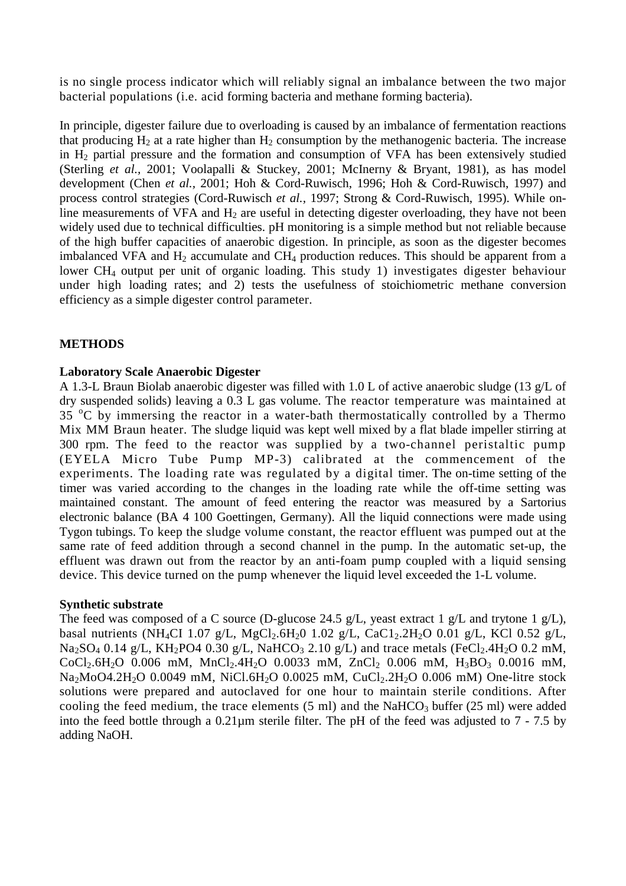is no single process indicator which will reliably signal an imbalance between the two major bacterial populations (i.e. acid forming bacteria and methane forming bacteria).

In principle, digester failure due to overloading is caused by an imbalance of fermentation reactions that producing $H_2$ at a rate higher than $H_2$ consumption by the methanogenic bacteria. The increase in $H_2$ partial pressure and the formation and consumption of VFA has been extensively studied (Sterling *et al.*, 2001; Voolapalli & Stuckey, 2001; McInerny & Bryant, 1981), as has model development (Chen *et al.*, 2001; Hoh & Cord-Ruwisch, 1996; Hoh & Cord-Ruwisch, 1997) and process control strategies (Cord-Ruwisch *et al.*, 1997; Strong & Cord-Ruwisch, 1995). While on-line measurements of VFA and $H_2$ are useful in detecting digester overloading, they have not been widely used due to technical difficulties. pH monitoring is a simple method but not reliable because of the high buffer capacities of anaerobic digestion. In principle, as soon as the digester becomes imbalanced VFA and $H_2$ accumulate and $CH_4$ production reduces. This should be apparent from a lower $CH_4$ output per unit of organic loading. This study 1) investigates digester behaviour under high loading rates; and 2) tests the usefulness of stoichiometric methane conversion efficiency as a simple digester control parameter.

## METHODS

### Laboratory Scale Anaerobic Digester

A 1.3-L Braun Biolab anaerobic digester was filled with 1.0 L of active anaerobic sludge (13 g/L of dry suspended solids) leaving a 0.3 L gas volume. The reactor temperature was maintained at 35 $^{o}$C by immersing the reactor in a water-bath thermostatically controlled by a Thermo Mix MM Braun heater. The sludge liquid was kept well mixed by a flat blade impeller stirring at 300 rpm. The feed to the reactor was supplied by a two-channel peristaltic pump (EYELA Micro Tube Pump MP-3) calibrated at the commencement of the experiments. The loading rate was regulated by a digital timer. The on-time setting of the timer was varied according to the changes in the loading rate while the off-time setting was maintained constant. The amount of feed entering the reactor was measured by a Sartorius electronic balance (BA 4 100 Goettingen, Germany). All the liquid connections were made using Tygon tubings. To keep the sludge volume constant, the reactor effluent was pumped out at the same rate of feed addition through a second channel in the pump. In the automatic set-up, the effluent was drawn out from the reactor by an anti-foam pump coupled with a liquid sensing device. This device turned on the pump whenever the liquid level exceeded the 1-L volume.

### Synthetic substrate

The feed was composed of a C source (D-glucose 24.5 g/L, yeast extract 1 g/L and trytone 1 g/L), basal nutrients ($NH_4CI$ 1.07 g/L, $MgCl_2.6H_20$ 1.02 g/L, $CaC1_2.2H_2O$ 0.01 g/L, KCl 0.52 g/L, $Na_2SO_4$ 0.14 g/L, $KH_2PO4$ 0.30 g/L, $NaHCO_3$ 2.10 g/L) and trace metals ($FeCl_2.4H_2O$ 0.2 mM, $CoCl_2.6H_2O$ 0.006 mM, $MnCl_2.4H_2O$ 0.0033 mM, $ZnCl_2$ 0.006 mM, $H_3BO_3$ 0.0016 mM, $Na_2MoO4.2H_2O$ 0.0049 mM, $NiCl.6H_2O$ 0.0025 mM, $CuCl_2.2H_2O$ 0.006 mM) One-litre stock solutions were prepared and autoclaved for one hour to maintain sterile conditions. After cooling the feed medium, the trace elements (5 ml) and the $NaHCO_3$ buffer (25 ml) were added into the feed bottle through a 0.21µm sterile filter. The pH of the feed was adjusted to 7 - 7.5 by adding NaOH.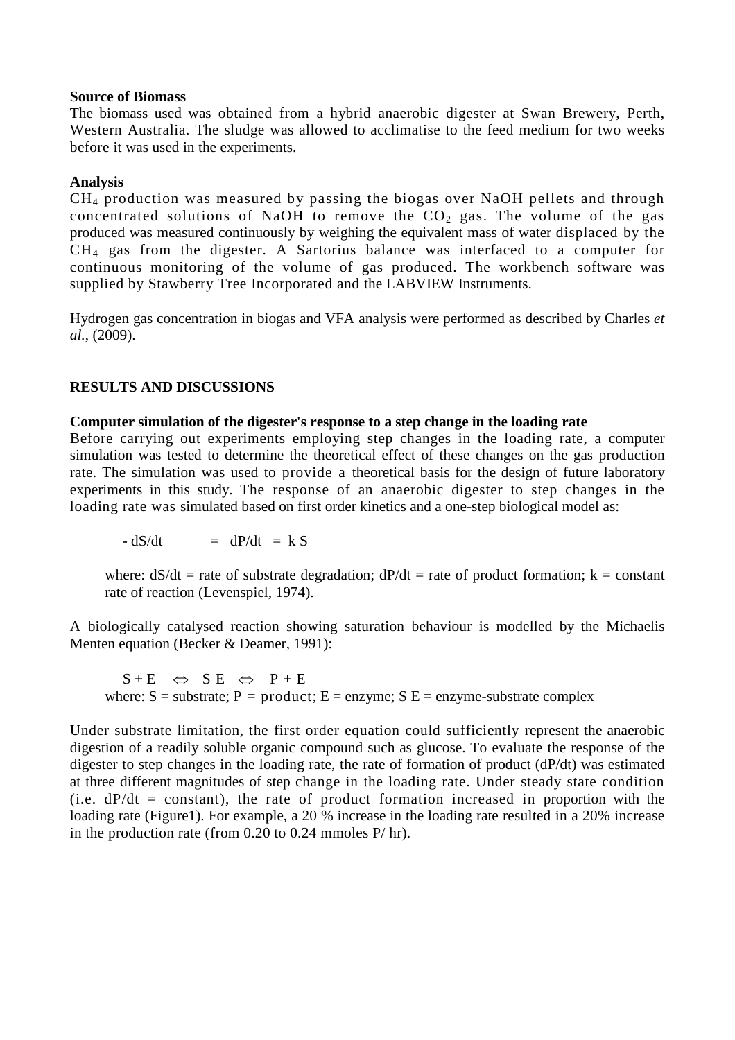**Source of Biomass**

The biomass used was obtained from a hybrid anaerobic digester at Swan Brewery, Perth, Western Australia. The sludge was allowed to acclimatise to the feed medium for two weeks before it was used in the experiments.

**Analysis**

$CH_4$ production was measured by passing the biogas over NaOH pellets and through concentrated solutions of NaOH to remove the $CO_2$ gas. The volume of the gas produced was measured continuously by weighing the equivalent mass of water displaced by the $CH_4$ gas from the digester. A Sartorius balance was interfaced to a computer for continuous monitoring of the volume of gas produced. The workbench software was supplied by Stawberry Tree Incorporated and the LABVIEW Instruments.

Hydrogen gas concentration in biogas and VFA analysis were performed as described by Charles *et al.*, (2009).

## RESULTS AND DISCUSSIONS

**Computer simulation of the digester's response to a step change in the loading rate**

Before carrying out experiments employing step changes in the loading rate, a computer simulation was tested to determine the theoretical effect of these changes on the gas production rate. The simulation was used to provide a theoretical basis for the design of future laboratory experiments in this study. The response of an anaerobic digester to step changes in the loading rate was simulated based on first order kinetics and a one-step biological model as:

$$-dS/dt = dP/dt = k\,S$$

where: $dS/dt$ = rate of substrate degradation; $dP/dt$ = rate of product formation; $k$ = constant rate of reaction (Levenspiel, 1974).

A biologically catalysed reaction showing saturation behaviour is modelled by the Michaelis Menten equation (Becker & Deamer, 1991):

$$S + E \Leftrightarrow S\,E \Leftrightarrow P + E$$

where: S = substrate; P = product; E = enzyme; S E = enzyme-substrate complex

Under substrate limitation, the first order equation could sufficiently represent the anaerobic digestion of a readily soluble organic compound such as glucose. To evaluate the response of the digester to step changes in the loading rate, the rate of formation of product ($dP/dt$) was estimated at three different magnitudes of step change in the loading rate. Under steady state condition (i.e. $dP/dt$ = constant), the rate of product formation increased in proportion with the loading rate (Figure1). For example, a 20 % increase in the loading rate resulted in a 20% increase in the production rate (from 0.20 to 0.24 mmoles P/ hr).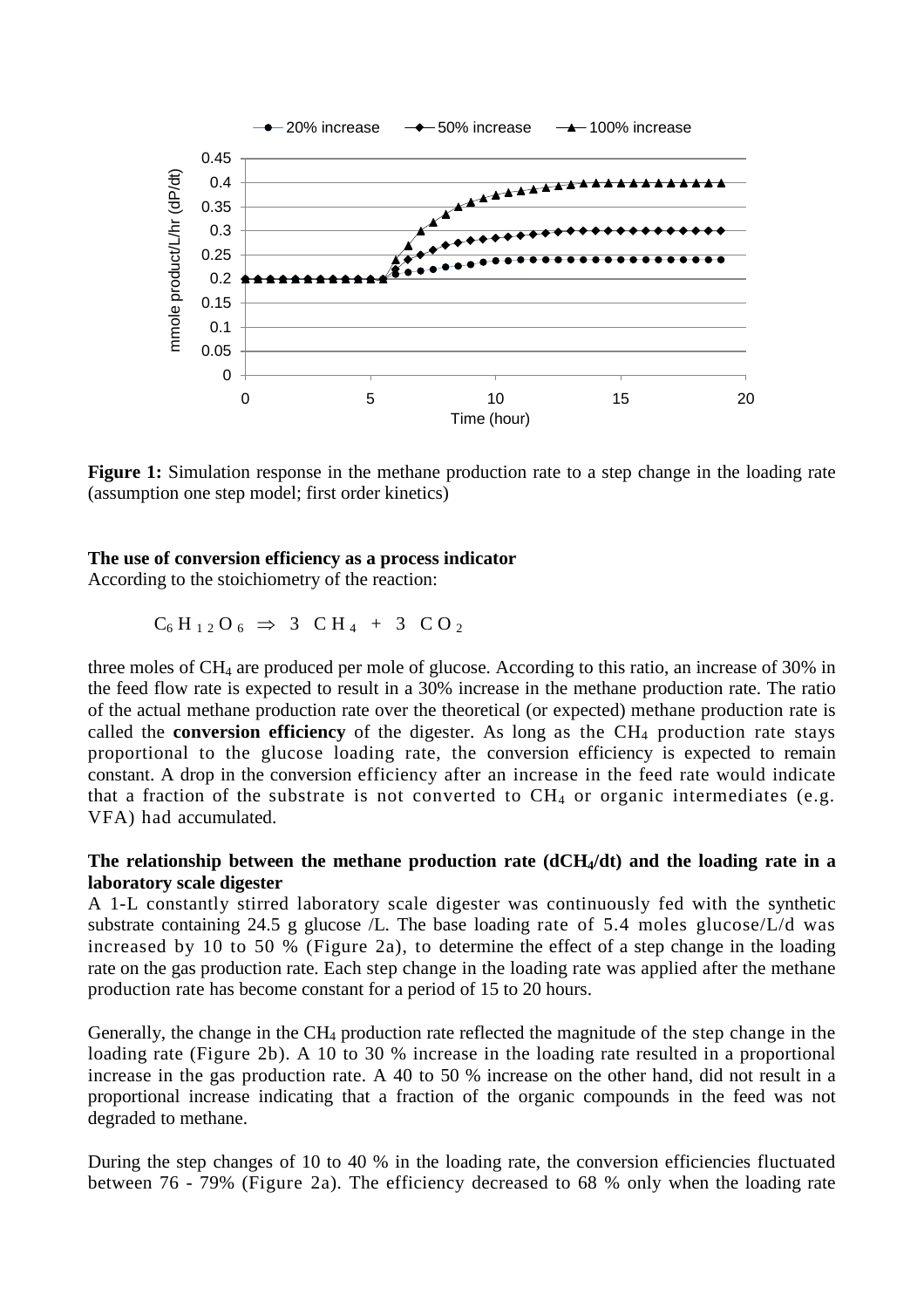**Figure 1:** Simulation response in the methane production rate to a step change in the loading rate (assumption one step model; first order kinetics)

**The use of conversion efficiency as a process indicator**

According to the stoichiometry of the reaction:

$$C_6H_{12}O_6 \Rightarrow 3\ CH_4 + 3\ CO_2$$

three moles of $CH_4$ are produced per mole of glucose. According to this ratio, an increase of 30% in the feed flow rate is expected to result in a 30% increase in the methane production rate. The ratio of the actual methane production rate over the theoretical (or expected) methane production rate is called the **conversion efficiency** of the digester. As long as the $CH_4$ production rate stays proportional to the glucose loading rate, the conversion efficiency is expected to remain constant. A drop in the conversion efficiency after an increase in the feed rate would indicate that a fraction of the substrate is not converted to $CH_4$ or organic intermediates (e.g. VFA) had accumulated.

**The relationship between the methane production rate ($dCH_4/dt$) and the loading rate in a laboratory scale digester**

A 1-L constantly stirred laboratory scale digester was continuously fed with the synthetic substrate containing 24.5 g glucose /L. The base loading rate of 5.4 moles glucose/L/d was increased by 10 to 50 % (Figure 2a), to determine the effect of a step change in the loading rate on the gas production rate. Each step change in the loading rate was applied after the methane production rate has become constant for a period of 15 to 20 hours.

Generally, the change in the $CH_4$ production rate reflected the magnitude of the step change in the loading rate (Figure 2b). A 10 to 30 % increase in the loading rate resulted in a proportional increase in the gas production rate. A 40 to 50 % increase on the other hand, did not result in a proportional increase indicating that a fraction of the organic compounds in the feed was not degraded to methane.

During the step changes of 10 to 40 % in the loading rate, the conversion efficiencies fluctuated between 76 - 79% (Figure 2a). The efficiency decreased to 68 % only when the loading rate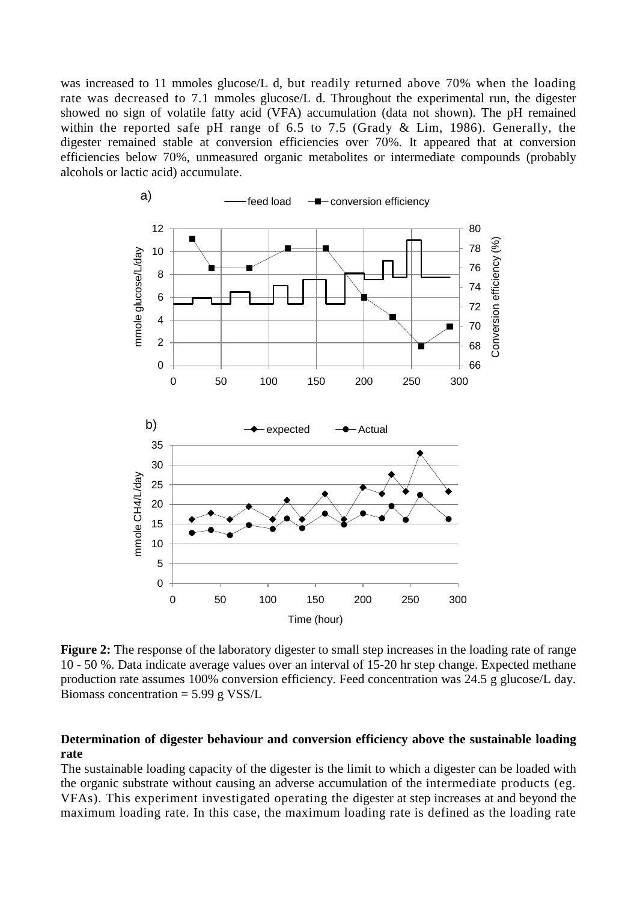was increased to 11 mmoles glucose/L d, but readily returned above 70% when the loading rate was decreased to 7.1 mmoles glucose/L d. Throughout the experimental run, the digester showed no sign of volatile fatty acid (VFA) accumulation (data not shown). The pH remained within the reported safe pH range of 6.5 to 7.5 (Grady & Lim, 1986). Generally, the digester remained stable at conversion efficiencies over 70%. It appeared that at conversion efficiencies below 70%, unmeasured organic metabolites or intermediate compounds (probably alcohols or lactic acid) accumulate.

**Figure 2:** The response of the laboratory digester to small step increases in the loading rate of range 10 - 50 %. Data indicate average values over an interval of 15-20 hr step change. Expected methane production rate assumes 100% conversion efficiency. Feed concentration was 24.5 g glucose/L day. Biomass concentration = 5.99 g VSS/L

**Determination of digester behaviour and conversion efficiency above the sustainable loading rate**

The sustainable loading capacity of the digester is the limit to which a digester can be loaded with the organic substrate without causing an adverse accumulation of the intermediate products (eg. VFAs). This experiment investigated operating the digester at step increases at and beyond the maximum loading rate. In this case, the maximum loading rate is defined as the loading rate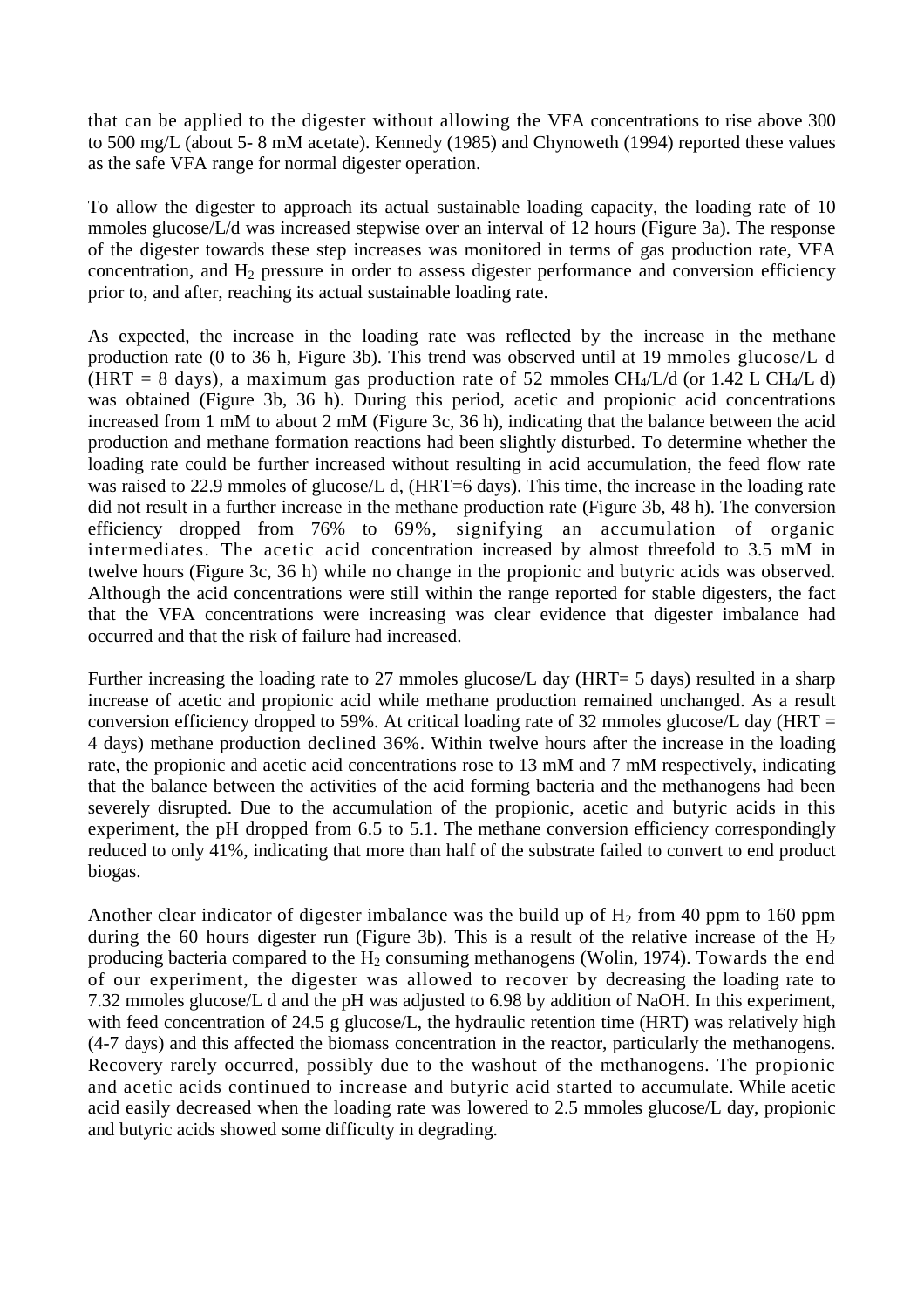that can be applied to the digester without allowing the VFA concentrations to rise above 300 to 500 mg/L (about 5- 8 mM acetate). Kennedy (1985) and Chynoweth (1994) reported these values as the safe VFA range for normal digester operation.

To allow the digester to approach its actual sustainable loading capacity, the loading rate of 10 mmoles glucose/L/d was increased stepwise over an interval of 12 hours (Figure 3a). The response of the digester towards these step increases was monitored in terms of gas production rate, VFA concentration, and $H_2$ pressure in order to assess digester performance and conversion efficiency prior to, and after, reaching its actual sustainable loading rate.

As expected, the increase in the loading rate was reflected by the increase in the methane production rate (0 to 36 h, Figure 3b). This trend was observed until at 19 mmoles glucose/L d (HRT = 8 days), a maximum gas production rate of 52 mmoles $CH_4$/L/d (or 1.42 L $CH_4$/L d) was obtained (Figure 3b, 36 h). During this period, acetic and propionic acid concentrations increased from 1 mM to about 2 mM (Figure 3c, 36 h), indicating that the balance between the acid production and methane formation reactions had been slightly disturbed. To determine whether the loading rate could be further increased without resulting in acid accumulation, the feed flow rate was raised to 22.9 mmoles of glucose/L d, (HRT=6 days). This time, the increase in the loading rate did not result in a further increase in the methane production rate (Figure 3b, 48 h). The conversion efficiency dropped from 76% to 69%, signifying an accumulation of organic intermediates. The acetic acid concentration increased by almost threefold to 3.5 mM in twelve hours (Figure 3c, 36 h) while no change in the propionic and butyric acids was observed. Although the acid concentrations were still within the range reported for stable digesters, the fact that the VFA concentrations were increasing was clear evidence that digester imbalance had occurred and that the risk of failure had increased.

Further increasing the loading rate to 27 mmoles glucose/L day (HRT= 5 days) resulted in a sharp increase of acetic and propionic acid while methane production remained unchanged. As a result conversion efficiency dropped to 59%. At critical loading rate of 32 mmoles glucose/L day (HRT = 4 days) methane production declined 36%. Within twelve hours after the increase in the loading rate, the propionic and acetic acid concentrations rose to 13 mM and 7 mM respectively, indicating that the balance between the activities of the acid forming bacteria and the methanogens had been severely disrupted. Due to the accumulation of the propionic, acetic and butyric acids in this experiment, the pH dropped from 6.5 to 5.1. The methane conversion efficiency correspondingly reduced to only 41%, indicating that more than half of the substrate failed to convert to end product biogas.

Another clear indicator of digester imbalance was the build up of $H_2$ from 40 ppm to 160 ppm during the 60 hours digester run (Figure 3b). This is a result of the relative increase of the $H_2$ producing bacteria compared to the $H_2$ consuming methanogens (Wolin, 1974). Towards the end of our experiment, the digester was allowed to recover by decreasing the loading rate to 7.32 mmoles glucose/L d and the pH was adjusted to 6.98 by addition of NaOH. In this experiment, with feed concentration of 24.5 g glucose/L, the hydraulic retention time (HRT) was relatively high (4-7 days) and this affected the biomass concentration in the reactor, particularly the methanogens. Recovery rarely occurred, possibly due to the washout of the methanogens. The propionic and acetic acids continued to increase and butyric acid started to accumulate. While acetic acid easily decreased when the loading rate was lowered to 2.5 mmoles glucose/L day, propionic and butyric acids showed some difficulty in degrading.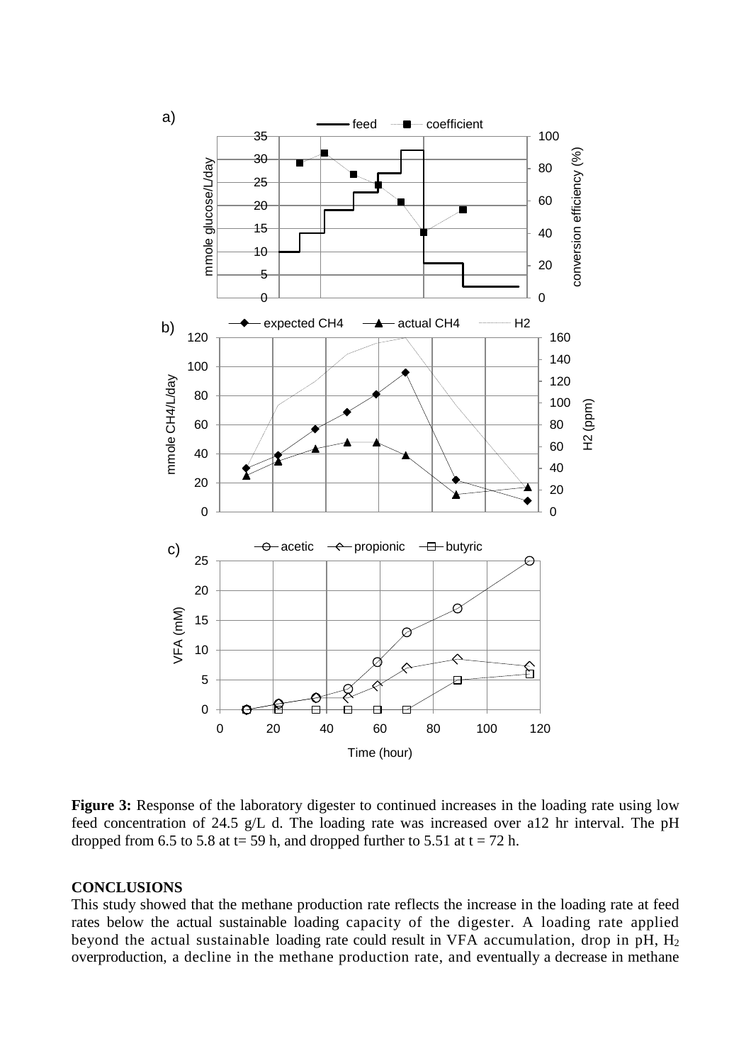**Figure 3:** Response of the laboratory digester to continued increases in the loading rate using low feed concentration of 24.5 g/L d. The loading rate was increased over a12 hr interval. The pH dropped from 6.5 to 5.8 at t= 59 h, and dropped further to 5.51 at t = 72 h.

## CONCLUSIONS

This study showed that the methane production rate reflects the increase in the loading rate at feed rates below the actual sustainable loading capacity of the digester. A loading rate applied beyond the actual sustainable loading rate could result in VFA accumulation, drop in pH, $H_2$ overproduction, a decline in the methane production rate, and eventually a decrease in methane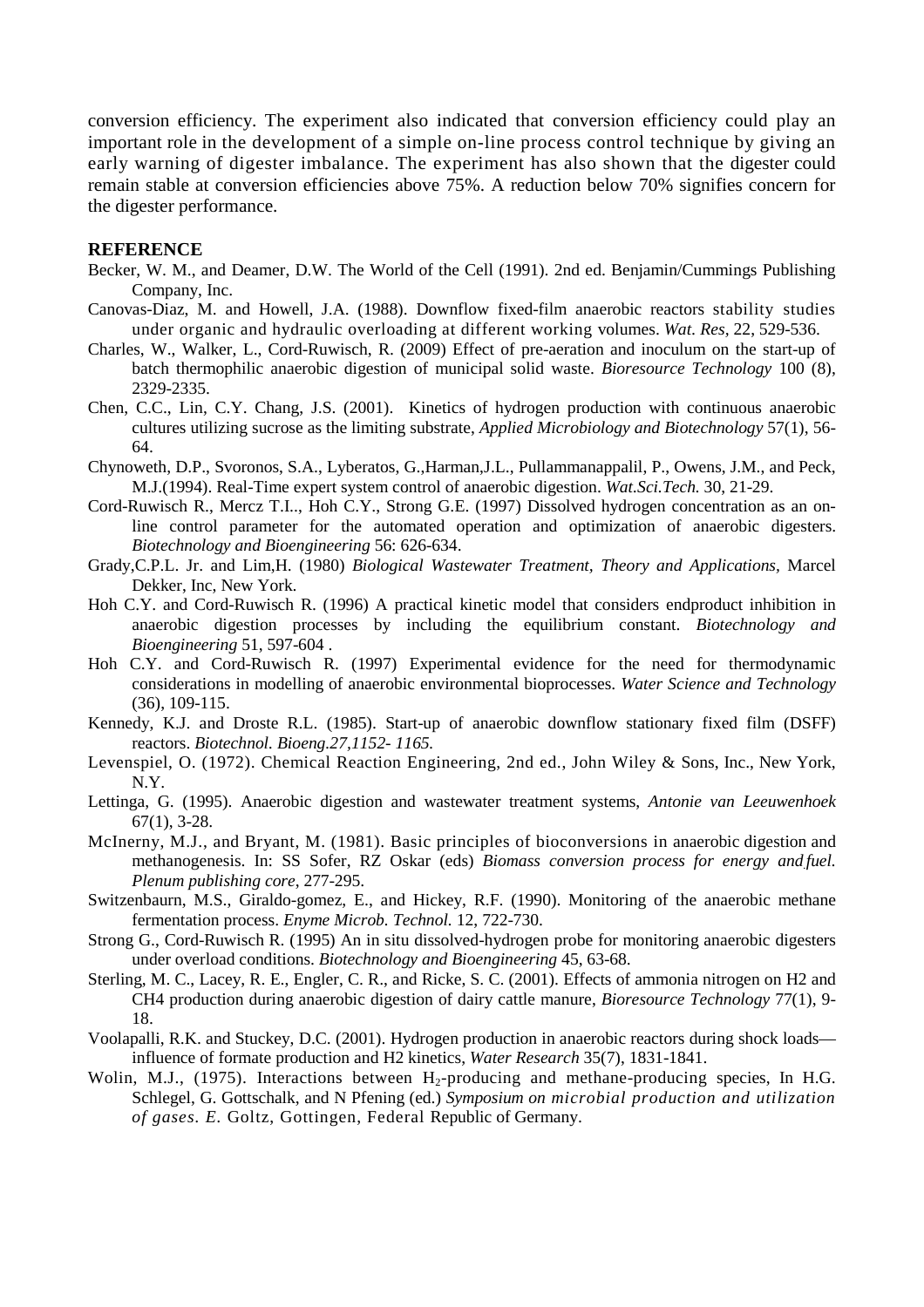conversion efficiency. The experiment also indicated that conversion efficiency could play an important role in the development of a simple on-line process control technique by giving an early warning of digester imbalance. The experiment has also shown that the digester could remain stable at conversion efficiencies above 75%. A reduction below 70% signifies concern for the digester performance.

**REFERENCE**

Becker, W. M., and Deamer, D.W. The World of the Cell (1991). 2nd ed. Benjamin/Cummings Publishing Company, Inc.

Canovas-Diaz, M. and Howell, J.A. (1988). Downflow fixed-film anaerobic reactors stability studies under organic and hydraulic overloading at different working volumes. *Wat. Res,* 22, 529-536.

Charles, W., Walker, L., Cord-Ruwisch, R. (2009) Effect of pre-aeration and inoculum on the start-up of batch thermophilic anaerobic digestion of municipal solid waste. *Bioresource Technology* 100 (8), 2329-2335.

Chen, C.C., Lin, C.Y. Chang, J.S. (2001). Kinetics of hydrogen production with continuous anaerobic cultures utilizing sucrose as the limiting substrate, *Applied Microbiology and Biotechnology* 57(1), 56-64.

Chynoweth, D.P., Svoronos, S.A., Lyberatos, G.,Harman,J.L., Pullammanappalil, P., Owens, J.M., and Peck, M.J.(1994). Real-Time expert system control of anaerobic digestion. *Wat.Sci.Tech.* 30, 21-29.

Cord-Ruwisch R., Mercz T.I.., Hoh C.Y., Strong G.E. (1997) Dissolved hydrogen concentration as an on-line control parameter for the automated operation and optimization of anaerobic digesters. *Biotechnology and Bioengineering* 56: 626-634.

Grady,C.P.L. Jr. and Lim,H. (1980) *Biological Wastewater Treatment, Theory and Applications,* Marcel Dekker, Inc, New York.

Hoh C.Y. and Cord-Ruwisch R. (1996) A practical kinetic model that considers endproduct inhibition in anaerobic digestion processes by including the equilibrium constant. *Biotechnology and Bioengineering* 51, 597-604 .

Hoh C.Y. and Cord-Ruwisch R. (1997) Experimental evidence for the need for thermodynamic considerations in modelling of anaerobic environmental bioprocesses. *Water Science and Technology* (36), 109-115.

Kennedy, K.J. and Droste R.L. (1985). Start-up of anaerobic downflow stationary fixed film (DSFF) reactors. *Biotechnol. Bioeng.27,1152- 1165.*

Levenspiel, O. (1972). Chemical Reaction Engineering, 2nd ed., John Wiley & Sons, Inc., New York, N.Y.

Lettinga, G. (1995). Anaerobic digestion and wastewater treatment systems, *Antonie van Leeuwenhoek* 67(1), 3-28.

McInerny, M.J., and Bryant, M. (1981). Basic principles of bioconversions in anaerobic digestion and methanogenesis. In: SS Sofer, RZ Oskar (eds) *Biomass conversion process for energy and fuel. Plenum publishing core*, 277-295.

Switzenbaurn, M.S., Giraldo-gomez, E., and Hickey, R.F. (1990). Monitoring of the anaerobic methane fermentation process. *Enyme Microb. Technol.* 12, 722-730.

Strong G., Cord-Ruwisch R. (1995) An in situ dissolved-hydrogen probe for monitoring anaerobic digesters under overload conditions. *Biotechnology and Bioengineering* 45, 63-68.

Sterling, M. C., Lacey, R. E., Engler, C. R., and Ricke, S. C. (2001). Effects of ammonia nitrogen on H2 and CH4 production during anaerobic digestion of dairy cattle manure, *Bioresource Technology* 77(1), 9-18.

Voolapalli, R.K. and Stuckey, D.C. (2001). Hydrogen production in anaerobic reactors during shock loads—influence of formate production and H2 kinetics, *Water Research* 35(7), 1831-1841.

Wolin, M.J., (1975). Interactions between $H_2$-producing and methane-producing species, In H.G. Schlegel, G. Gottschalk, and N Pfening (ed.) *Symposium on microbial production and utilization of gases. E.* Goltz, Gottingen, Federal Republic of Germany.